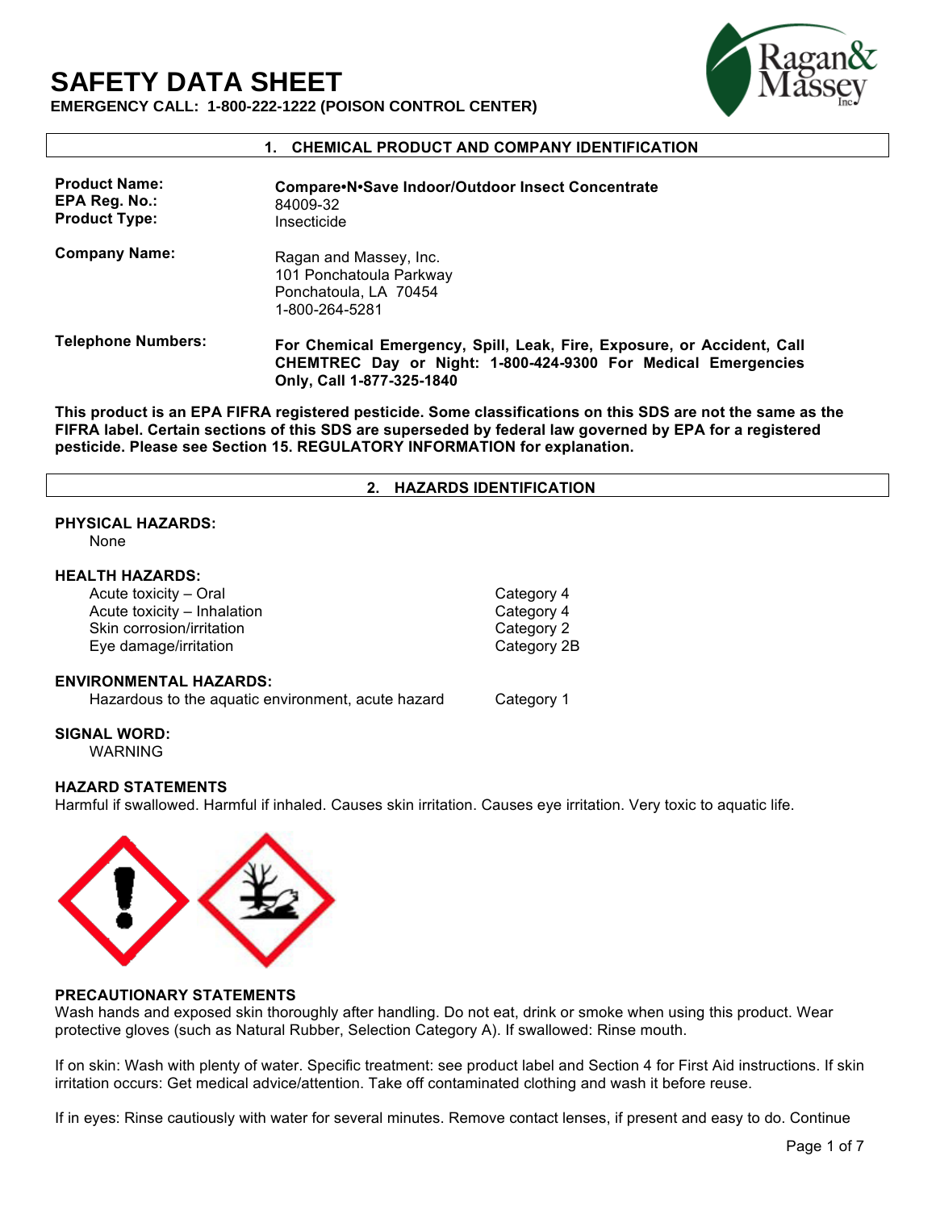# SAFETY DATA SHEET

**EMERGENCY CALL: 1-800-222-1222 (POISON CONTROL CENTER)**

## 1. CHEMICAL PRODUCT AND COMPANY IDENTIFICATION

| | |
|---|---|
| **Product Name:** | **Compare•N•Save Indoor/Outdoor Insect Concentrate** |
| **EPA Reg. No.:** | 84009-32 |
| **Product Type:** | Insecticide |
| **Company Name:** | Ragan and Massey, Inc.<br>101 Ponchatoula Parkway<br>Ponchatoula, LA 70454<br>1-800-264-5281 |
| **Telephone Numbers:** | **For Chemical Emergency, Spill, Leak, Fire, Exposure, or Accident, Call CHEMTREC Day or Night: 1-800-424-9300 For Medical Emergencies Only, Call 1-877-325-1840** |

**This product is an EPA FIFRA registered pesticide. Some classifications on this SDS are not the same as the FIFRA label. Certain sections of this SDS are superseded by federal law governed by EPA for a registered pesticide. Please see Section 15. REGULATORY INFORMATION for explanation.**

## 2. HAZARDS IDENTIFICATION

**PHYSICAL HAZARDS:**

None

**HEALTH HAZARDS:**

| | |
|---|---|
| Acute toxicity – Oral | Category 4 |
| Acute toxicity – Inhalation | Category 4 |
| Skin corrosion/irritation | Category 2 |
| Eye damage/irritation | Category 2B |

**ENVIRONMENTAL HAZARDS:**

| | |
|---|---|
| Hazardous to the aquatic environment, acute hazard | Category 1 |

**SIGNAL WORD:**

WARNING

**HAZARD STATEMENTS**

Harmful if swallowed. Harmful if inhaled. Causes skin irritation. Causes eye irritation. Very toxic to aquatic life.

**PRECAUTIONARY STATEMENTS**

Wash hands and exposed skin thoroughly after handling. Do not eat, drink or smoke when using this product. Wear protective gloves (such as Natural Rubber, Selection Category A). If swallowed: Rinse mouth.

If on skin: Wash with plenty of water. Specific treatment: see product label and Section 4 for First Aid instructions. If skin irritation occurs: Get medical advice/attention. Take off contaminated clothing and wash it before reuse.

If in eyes: Rinse cautiously with water for several minutes. Remove contact lenses, if present and easy to do. Continue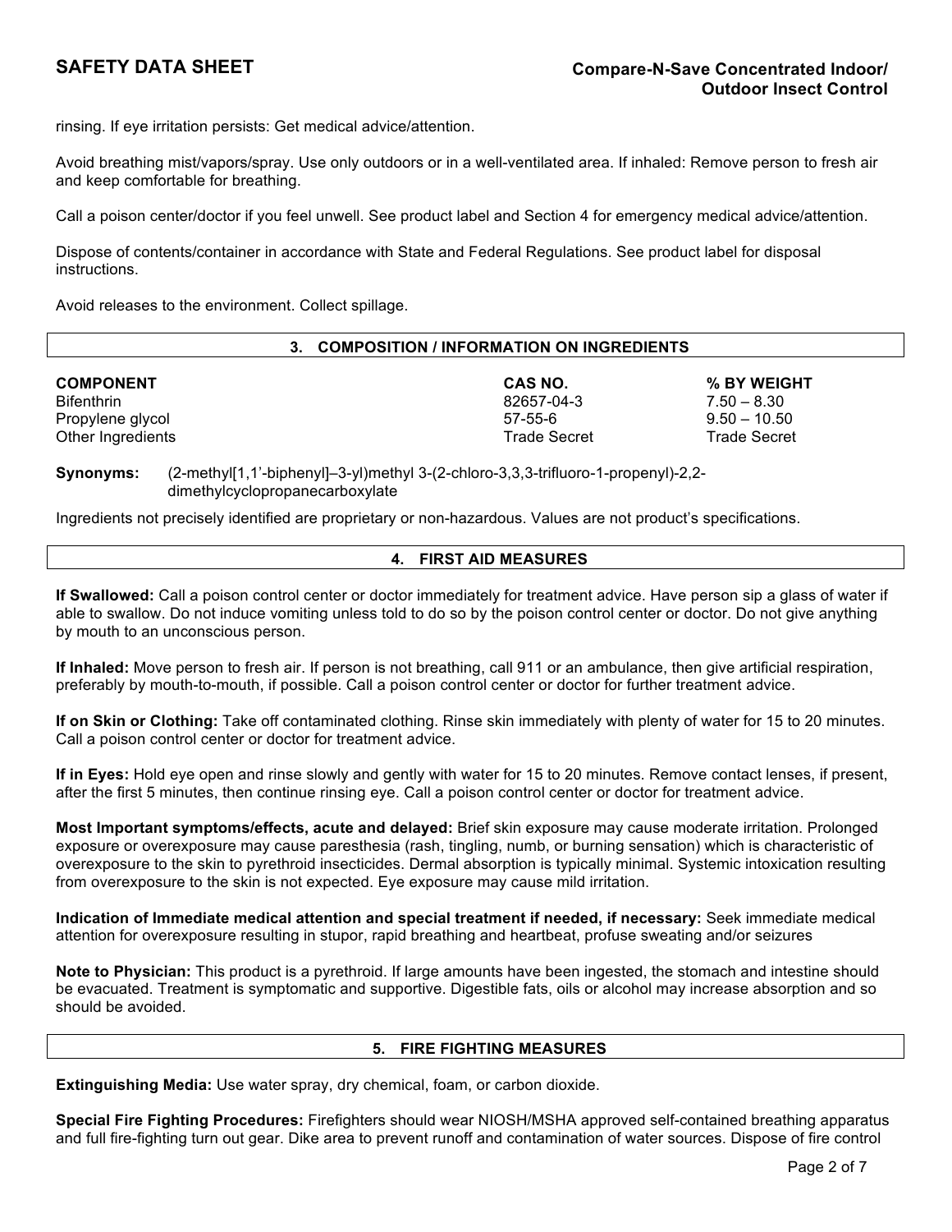rinsing. If eye irritation persists: Get medical advice/attention.

Avoid breathing mist/vapors/spray. Use only outdoors or in a well-ventilated area. If inhaled: Remove person to fresh air and keep comfortable for breathing.

Call a poison center/doctor if you feel unwell. See product label and Section 4 for emergency medical advice/attention.

Dispose of contents/container in accordance with State and Federal Regulations. See product label for disposal instructions.

Avoid releases to the environment. Collect spillage.

## 3. COMPOSITION / INFORMATION ON INGREDIENTS

| COMPONENT | CAS NO. | % BY WEIGHT |
|---|---|---|
| Bifenthrin | 82657-04-3 | 7.50 – 8.30 |
| Propylene glycol | 57-55-6 | 9.50 – 10.50 |
| Other Ingredients | Trade Secret | Trade Secret |

**Synonyms:** (2-methyl[1,1'-biphenyl]–3-yl)methyl 3-(2-chloro-3,3,3-trifluoro-1-propenyl)-2,2-dimethylcyclopropanecarboxylate

Ingredients not precisely identified are proprietary or non-hazardous. Values are not product's specifications.

## 4. FIRST AID MEASURES

**If Swallowed:** Call a poison control center or doctor immediately for treatment advice. Have person sip a glass of water if able to swallow. Do not induce vomiting unless told to do so by the poison control center or doctor. Do not give anything by mouth to an unconscious person.

**If Inhaled:** Move person to fresh air. If person is not breathing, call 911 or an ambulance, then give artificial respiration, preferably by mouth-to-mouth, if possible. Call a poison control center or doctor for further treatment advice.

**If on Skin or Clothing:** Take off contaminated clothing. Rinse skin immediately with plenty of water for 15 to 20 minutes. Call a poison control center or doctor for treatment advice.

**If in Eyes:** Hold eye open and rinse slowly and gently with water for 15 to 20 minutes. Remove contact lenses, if present, after the first 5 minutes, then continue rinsing eye. Call a poison control center or doctor for treatment advice.

**Most Important symptoms/effects, acute and delayed:** Brief skin exposure may cause moderate irritation. Prolonged exposure or overexposure may cause paresthesia (rash, tingling, numb, or burning sensation) which is characteristic of overexposure to the skin to pyrethroid insecticides. Dermal absorption is typically minimal. Systemic intoxication resulting from overexposure to the skin is not expected. Eye exposure may cause mild irritation.

**Indication of Immediate medical attention and special treatment if needed, if necessary:** Seek immediate medical attention for overexposure resulting in stupor, rapid breathing and heartbeat, profuse sweating and/or seizures

**Note to Physician:** This product is a pyrethroid. If large amounts have been ingested, the stomach and intestine should be evacuated. Treatment is symptomatic and supportive. Digestible fats, oils or alcohol may increase absorption and so should be avoided.

## 5. FIRE FIGHTING MEASURES

**Extinguishing Media:** Use water spray, dry chemical, foam, or carbon dioxide.

**Special Fire Fighting Procedures:** Firefighters should wear NIOSH/MSHA approved self-contained breathing apparatus and full fire-fighting turn out gear. Dike area to prevent runoff and contamination of water sources. Dispose of fire control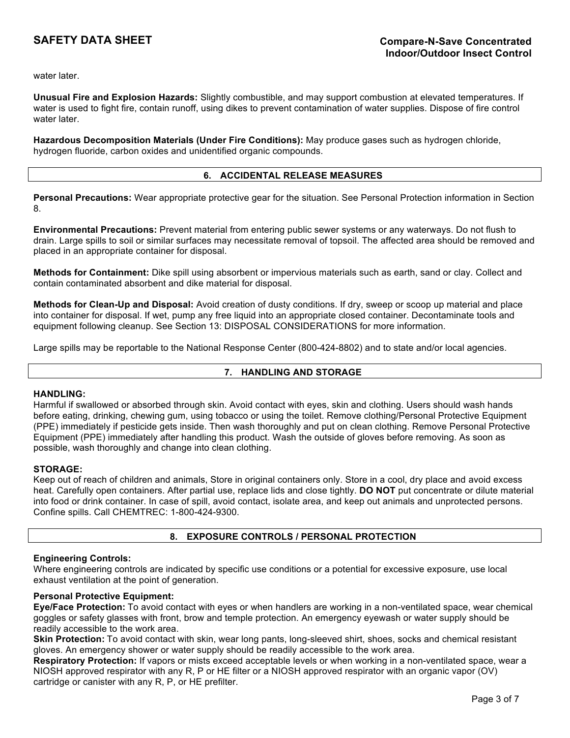water later.

**Unusual Fire and Explosion Hazards:** Slightly combustible, and may support combustion at elevated temperatures. If water is used to fight fire, contain runoff, using dikes to prevent contamination of water supplies. Dispose of fire control water later.

**Hazardous Decomposition Materials (Under Fire Conditions):** May produce gases such as hydrogen chloride, hydrogen fluoride, carbon oxides and unidentified organic compounds.

## 6. ACCIDENTAL RELEASE MEASURES

**Personal Precautions:** Wear appropriate protective gear for the situation. See Personal Protection information in Section 8.

**Environmental Precautions:** Prevent material from entering public sewer systems or any waterways. Do not flush to drain. Large spills to soil or similar surfaces may necessitate removal of topsoil. The affected area should be removed and placed in an appropriate container for disposal.

**Methods for Containment:** Dike spill using absorbent or impervious materials such as earth, sand or clay. Collect and contain contaminated absorbent and dike material for disposal.

**Methods for Clean-Up and Disposal:** Avoid creation of dusty conditions. If dry, sweep or scoop up material and place into container for disposal. If wet, pump any free liquid into an appropriate closed container. Decontaminate tools and equipment following cleanup. See Section 13: DISPOSAL CONSIDERATIONS for more information.

Large spills may be reportable to the National Response Center (800-424-8802) and to state and/or local agencies.

## 7. HANDLING AND STORAGE

**HANDLING:**
Harmful if swallowed or absorbed through skin. Avoid contact with eyes, skin and clothing. Users should wash hands before eating, drinking, chewing gum, using tobacco or using the toilet. Remove clothing/Personal Protective Equipment (PPE) immediately if pesticide gets inside. Then wash thoroughly and put on clean clothing. Remove Personal Protective Equipment (PPE) immediately after handling this product. Wash the outside of gloves before removing. As soon as possible, wash thoroughly and change into clean clothing.

**STORAGE:**
Keep out of reach of children and animals, Store in original containers only. Store in a cool, dry place and avoid excess heat. Carefully open containers. After partial use, replace lids and close tightly. **DO NOT** put concentrate or dilute material into food or drink container. In case of spill, avoid contact, isolate area, and keep out animals and unprotected persons. Confine spills. Call CHEMTREC: 1-800-424-9300.

## 8. EXPOSURE CONTROLS / PERSONAL PROTECTION

**Engineering Controls:**
Where engineering controls are indicated by specific use conditions or a potential for excessive exposure, use local exhaust ventilation at the point of generation.

**Personal Protective Equipment:**
**Eye/Face Protection:** To avoid contact with eyes or when handlers are working in a non-ventilated space, wear chemical goggles or safety glasses with front, brow and temple protection. An emergency eyewash or water supply should be readily accessible to the work area.
**Skin Protection:** To avoid contact with skin, wear long pants, long-sleeved shirt, shoes, socks and chemical resistant gloves. An emergency shower or water supply should be readily accessible to the work area.
**Respiratory Protection:** If vapors or mists exceed acceptable levels or when working in a non-ventilated space, wear a NIOSH approved respirator with any R, P or HE filter or a NIOSH approved respirator with an organic vapor (OV) cartridge or canister with any R, P, or HE prefilter.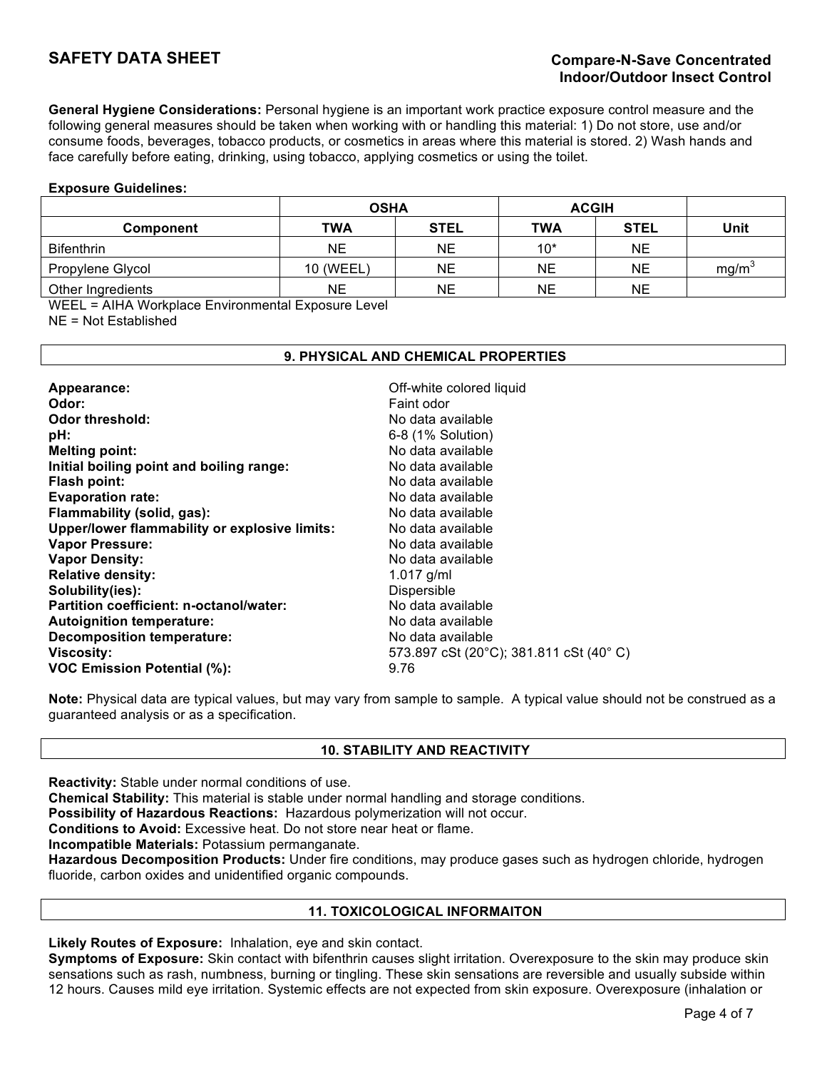**General Hygiene Considerations:** Personal hygiene is an important work practice exposure control measure and the following general measures should be taken when working with or handling this material: 1) Do not store, use and/or consume foods, beverages, tobacco products, or cosmetics in areas where this material is stored. 2) Wash hands and face carefully before eating, drinking, using tobacco, applying cosmetics or using the toilet.

**Exposure Guidelines:**

| | OSHA | | ACGIH | | |
|---|---|---|---|---|---|
| **Component** | **TWA** | **STEL** | **TWA** | **STEL** | **Unit** |
| Bifenthrin | NE | NE | 10* | NE | |
| Propylene Glycol | 10 (WEEL) | NE | NE | NE | $mg/m^3$ |
| Other Ingredients | NE | NE | NE | NE | |

WEEL = AIHA Workplace Environmental Exposure Level
NE = Not Established

## 9. PHYSICAL AND CHEMICAL PROPERTIES

**Appearance:** Off-white colored liquid
**Odor:** Faint odor
**Odor threshold:** No data available
**pH:** 6-8 (1% Solution)
**Melting point:** No data available
**Initial boiling point and boiling range:** No data available
**Flash point:** No data available
**Evaporation rate:** No data available
**Flammability (solid, gas):** No data available
**Upper/lower flammability or explosive limits:** No data available
**Vapor Pressure:** No data available
**Vapor Density:** No data available
**Relative density:** 1.017 g/ml
**Solubility(ies):** Dispersible
**Partition coefficient: n-octanol/water:** No data available
**Autoignition temperature:** No data available
**Decomposition temperature:** No data available
**Viscosity:** 573.897 cSt (20°C); 381.811 cSt (40° C)
**VOC Emission Potential (%):** 9.76

**Note:** Physical data are typical values, but may vary from sample to sample. A typical value should not be construed as a guaranteed analysis or as a specification.

## 10. STABILITY AND REACTIVITY

**Reactivity:** Stable under normal conditions of use.
**Chemical Stability:** This material is stable under normal handling and storage conditions.
**Possibility of Hazardous Reactions:** Hazardous polymerization will not occur.
**Conditions to Avoid:** Excessive heat. Do not store near heat or flame.
**Incompatible Materials:** Potassium permanganate.
**Hazardous Decomposition Products:** Under fire conditions, may produce gases such as hydrogen chloride, hydrogen fluoride, carbon oxides and unidentified organic compounds.

## 11. TOXICOLOGICAL INFORMAITON

**Likely Routes of Exposure:** Inhalation, eye and skin contact.
**Symptoms of Exposure:** Skin contact with bifenthrin causes slight irritation. Overexposure to the skin may produce skin sensations such as rash, numbness, burning or tingling. These skin sensations are reversible and usually subside within 12 hours. Causes mild eye irritation. Systemic effects are not expected from skin exposure. Overexposure (inhalation or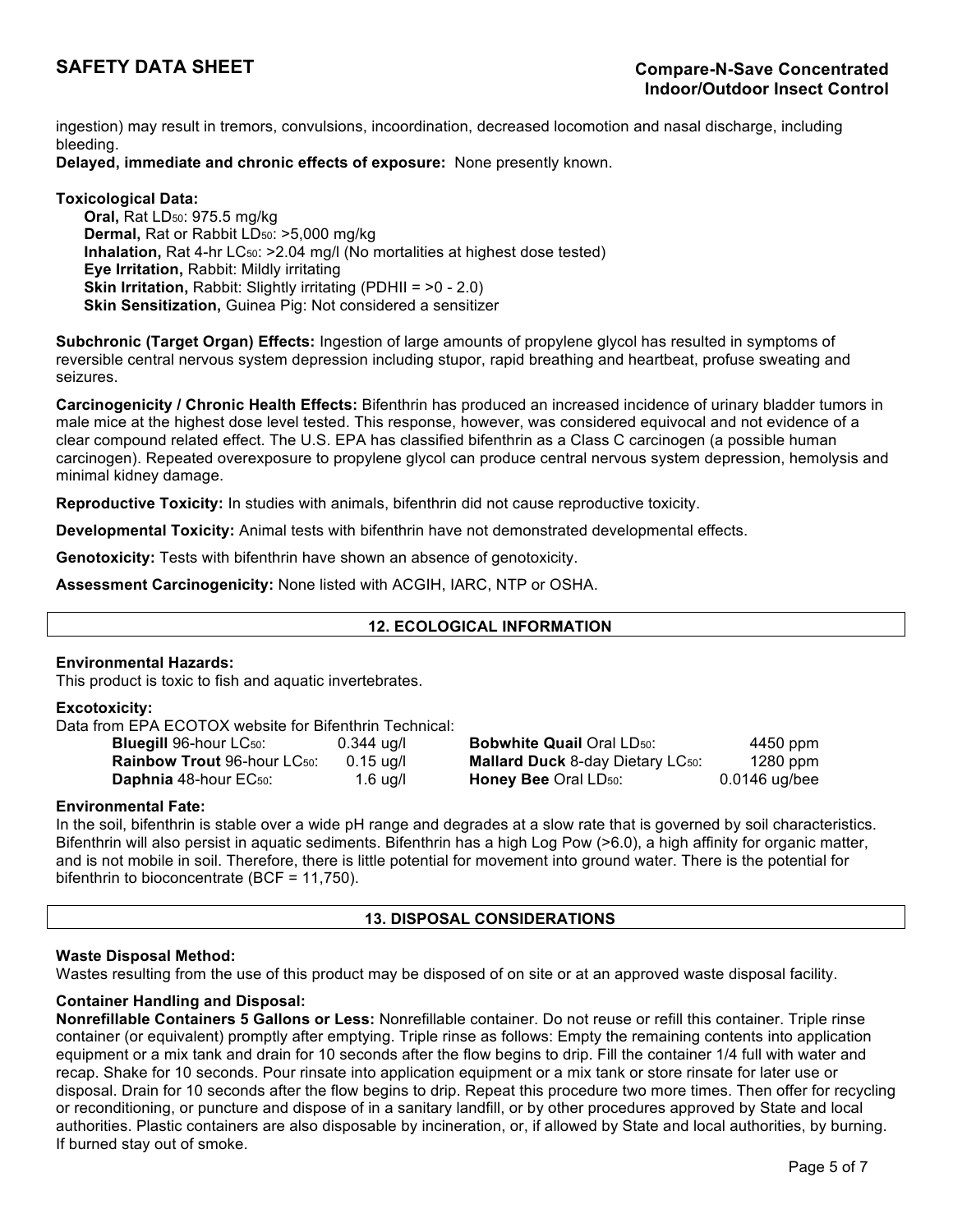ingestion) may result in tremors, convulsions, incoordination, decreased locomotion and nasal discharge, including bleeding.

**Delayed, immediate and chronic effects of exposure:** None presently known.

**Toxicological Data:**

- **Oral,** Rat $LD_{50}$: 975.5 mg/kg
- **Dermal,** Rat or Rabbit $LD_{50}$: >5,000 mg/kg
- **Inhalation,** Rat 4-hr $LC_{50}$: >2.04 mg/l (No mortalities at highest dose tested)
- **Eye Irritation,** Rabbit: Mildly irritating
- **Skin Irritation,** Rabbit: Slightly irritating (PDHII = >0 - 2.0)
- **Skin Sensitization,** Guinea Pig: Not considered a sensitizer

**Subchronic (Target Organ) Effects:** Ingestion of large amounts of propylene glycol has resulted in symptoms of reversible central nervous system depression including stupor, rapid breathing and heartbeat, profuse sweating and seizures.

**Carcinogenicity / Chronic Health Effects:** Bifenthrin has produced an increased incidence of urinary bladder tumors in male mice at the highest dose level tested. This response, however, was considered equivocal and not evidence of a clear compound related effect. The U.S. EPA has classified bifenthrin as a Class C carcinogen (a possible human carcinogen). Repeated overexposure to propylene glycol can produce central nervous system depression, hemolysis and minimal kidney damage.

**Reproductive Toxicity:** In studies with animals, bifenthrin did not cause reproductive toxicity.

**Developmental Toxicity:** Animal tests with bifenthrin have not demonstrated developmental effects.

**Genotoxicity:** Tests with bifenthrin have shown an absence of genotoxicity.

**Assessment Carcinogenicity:** None listed with ACGIH, IARC, NTP or OSHA.

## 12. ECOLOGICAL INFORMATION

**Environmental Hazards:**
This product is toxic to fish and aquatic invertebrates.

**Excotoxicity:**
Data from EPA ECOTOX website for Bifenthrin Technical:

| | | | |
|---|---|---|---|
| **Bluegill** 96-hour $LC_{50}$: | 0.344 ug/l | **Bobwhite Quail** Oral $LD_{50}$: | 4450 ppm |
| **Rainbow Trout** 96-hour $LC_{50}$: | 0.15 ug/l | **Mallard Duck** 8-day Dietary $LC_{50}$: | 1280 ppm |
| **Daphnia** 48-hour $EC_{50}$: | 1.6 ug/l | **Honey Bee** Oral $LD_{50}$: | 0.0146 ug/bee |

**Environmental Fate:**
In the soil, bifenthrin is stable over a wide pH range and degrades at a slow rate that is governed by soil characteristics. Bifenthrin will also persist in aquatic sediments. Bifenthrin has a high Log Pow (>6.0), a high affinity for organic matter, and is not mobile in soil. Therefore, there is little potential for movement into ground water. There is the potential for bifenthrin to bioconcentrate (BCF = 11,750).

## 13. DISPOSAL CONSIDERATIONS

**Waste Disposal Method:**
Wastes resulting from the use of this product may be disposed of on site or at an approved waste disposal facility.

**Container Handling and Disposal:**
**Nonrefillable Containers 5 Gallons or Less:** Nonrefillable container. Do not reuse or refill this container. Triple rinse container (or equivalent) promptly after emptying. Triple rinse as follows: Empty the remaining contents into application equipment or a mix tank and drain for 10 seconds after the flow begins to drip. Fill the container 1/4 full with water and recap. Shake for 10 seconds. Pour rinsate into application equipment or a mix tank or store rinsate for later use or disposal. Drain for 10 seconds after the flow begins to drip. Repeat this procedure two more times. Then offer for recycling or reconditioning, or puncture and dispose of in a sanitary landfill, or by other procedures approved by State and local authorities. Plastic containers are also disposable by incineration, or, if allowed by State and local authorities, by burning. If burned stay out of smoke.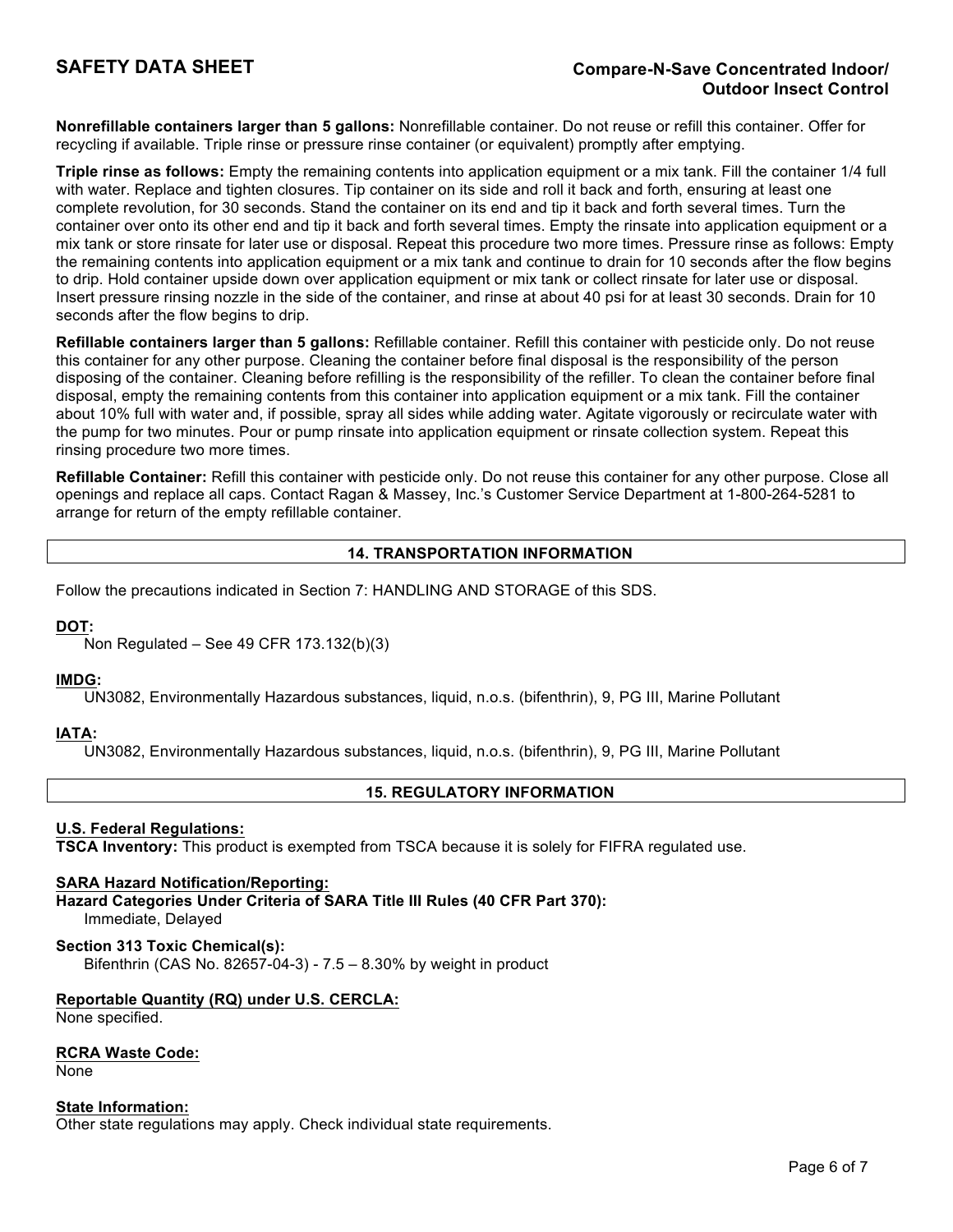**Nonrefillable containers larger than 5 gallons:** Nonrefillable container. Do not reuse or refill this container. Offer for recycling if available. Triple rinse or pressure rinse container (or equivalent) promptly after emptying.

**Triple rinse as follows:** Empty the remaining contents into application equipment or a mix tank. Fill the container 1/4 full with water. Replace and tighten closures. Tip container on its side and roll it back and forth, ensuring at least one complete revolution, for 30 seconds. Stand the container on its end and tip it back and forth several times. Turn the container over onto its other end and tip it back and forth several times. Empty the rinsate into application equipment or a mix tank or store rinsate for later use or disposal. Repeat this procedure two more times. Pressure rinse as follows: Empty the remaining contents into application equipment or a mix tank and continue to drain for 10 seconds after the flow begins to drip. Hold container upside down over application equipment or mix tank or collect rinsate for later use or disposal. Insert pressure rinsing nozzle in the side of the container, and rinse at about 40 psi for at least 30 seconds. Drain for 10 seconds after the flow begins to drip.

**Refillable containers larger than 5 gallons:** Refillable container. Refill this container with pesticide only. Do not reuse this container for any other purpose. Cleaning the container before final disposal is the responsibility of the person disposing of the container. Cleaning before refilling is the responsibility of the refiller. To clean the container before final disposal, empty the remaining contents from this container into application equipment or a mix tank. Fill the container about 10% full with water and, if possible, spray all sides while adding water. Agitate vigorously or recirculate water with the pump for two minutes. Pour or pump rinsate into application equipment or rinsate collection system. Repeat this rinsing procedure two more times.

**Refillable Container:** Refill this container with pesticide only. Do not reuse this container for any other purpose. Close all openings and replace all caps. Contact Ragan & Massey, Inc.'s Customer Service Department at 1-800-264-5281 to arrange for return of the empty refillable container.

## 14. TRANSPORTATION INFORMATION

Follow the precautions indicated in Section 7: HANDLING AND STORAGE of this SDS.

**DOT:**
Non Regulated – See 49 CFR 173.132(b)(3)

**IMDG:**
UN3082, Environmentally Hazardous substances, liquid, n.o.s. (bifenthrin), 9, PG III, Marine Pollutant

**IATA:**
UN3082, Environmentally Hazardous substances, liquid, n.o.s. (bifenthrin), 9, PG III, Marine Pollutant

## 15. REGULATORY INFORMATION

**U.S. Federal Regulations:**

**TSCA Inventory:** This product is exempted from TSCA because it is solely for FIFRA regulated use.

**SARA Hazard Notification/Reporting:**

**Hazard Categories Under Criteria of SARA Title III Rules (40 CFR Part 370):**
Immediate, Delayed

**Section 313 Toxic Chemical(s):**
Bifenthrin (CAS No. 82657-04-3) - 7.5 – 8.30% by weight in product

**Reportable Quantity (RQ) under U.S. CERCLA:**
None specified.

**RCRA Waste Code:**
None

**State Information:**
Other state regulations may apply. Check individual state requirements.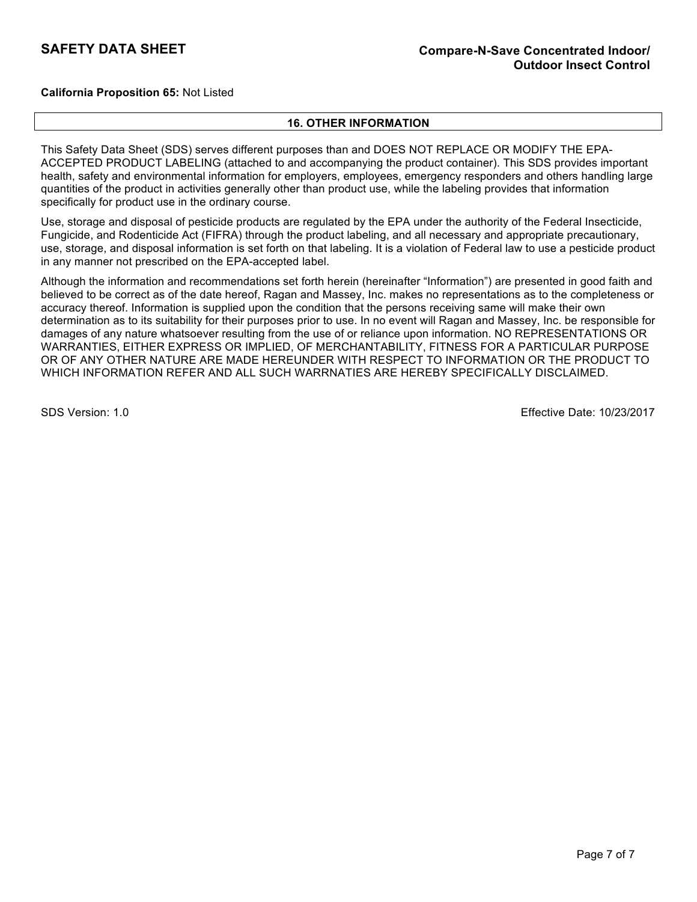**California Proposition 65:** Not Listed

## 16. OTHER INFORMATION

This Safety Data Sheet (SDS) serves different purposes than and DOES NOT REPLACE OR MODIFY THE EPA-ACCEPTED PRODUCT LABELING (attached to and accompanying the product container). This SDS provides important health, safety and environmental information for employers, employees, emergency responders and others handling large quantities of the product in activities generally other than product use, while the labeling provides that information specifically for product use in the ordinary course.

Use, storage and disposal of pesticide products are regulated by the EPA under the authority of the Federal Insecticide, Fungicide, and Rodenticide Act (FIFRA) through the product labeling, and all necessary and appropriate precautionary, use, storage, and disposal information is set forth on that labeling. It is a violation of Federal law to use a pesticide product in any manner not prescribed on the EPA-accepted label.

Although the information and recommendations set forth herein (hereinafter "Information") are presented in good faith and believed to be correct as of the date hereof, Ragan and Massey, Inc. makes no representations as to the completeness or accuracy thereof. Information is supplied upon the condition that the persons receiving same will make their own determination as to its suitability for their purposes prior to use. In no event will Ragan and Massey, Inc. be responsible for damages of any nature whatsoever resulting from the use of or reliance upon information. NO REPRESENTATIONS OR WARRANTIES, EITHER EXPRESS OR IMPLIED, OF MERCHANTABILITY, FITNESS FOR A PARTICULAR PURPOSE OR OF ANY OTHER NATURE ARE MADE HEREUNDER WITH RESPECT TO INFORMATION OR THE PRODUCT TO WHICH INFORMATION REFER AND ALL SUCH WARRNATIES ARE HEREBY SPECIFICALLY DISCLAIMED.

SDS Version: 1.0

Effective Date: 10/23/2017